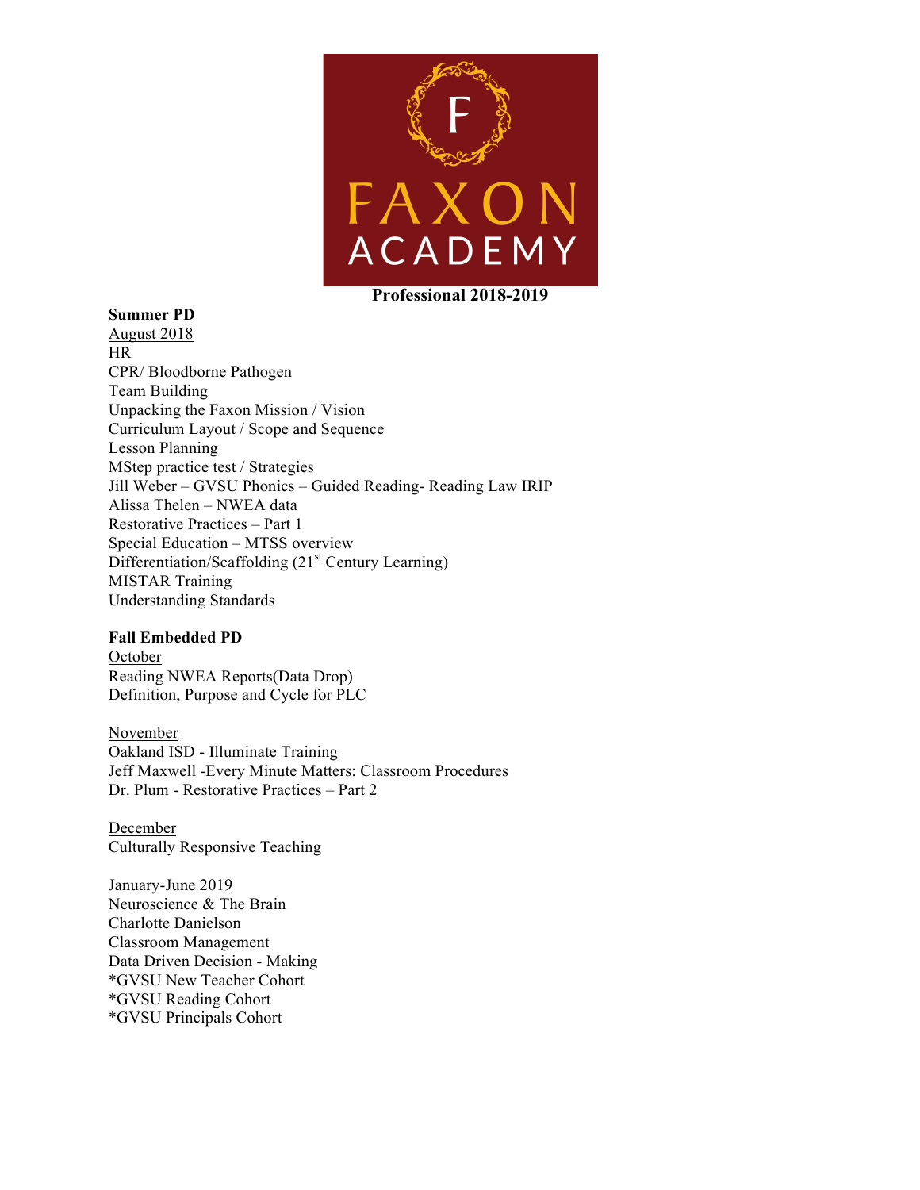FAXON ACADEMY

**Professional 2018-2019**

**Summer PD**

August 2018

HR
CPR/ Bloodborne Pathogen
Team Building
Unpacking the Faxon Mission / Vision
Curriculum Layout / Scope and Sequence
Lesson Planning
MStep practice test / Strategies
Jill Weber – GVSU Phonics – Guided Reading- Reading Law IRIP
Alissa Thelen – NWEA data
Restorative Practices – Part 1
Special Education – MTSS overview
Differentiation/Scaffolding (21st Century Learning)
MISTAR Training
Understanding Standards

**Fall Embedded PD**

October

Reading NWEA Reports(Data Drop)
Definition, Purpose and Cycle for PLC

November

Oakland ISD - Illuminate Training
Jeff Maxwell -Every Minute Matters: Classroom Procedures
Dr. Plum - Restorative Practices – Part 2

December

Culturally Responsive Teaching

January-June 2019

Neuroscience & The Brain
Charlotte Danielson
Classroom Management
Data Driven Decision - Making
*GVSU New Teacher Cohort
*GVSU Reading Cohort
*GVSU Principals Cohort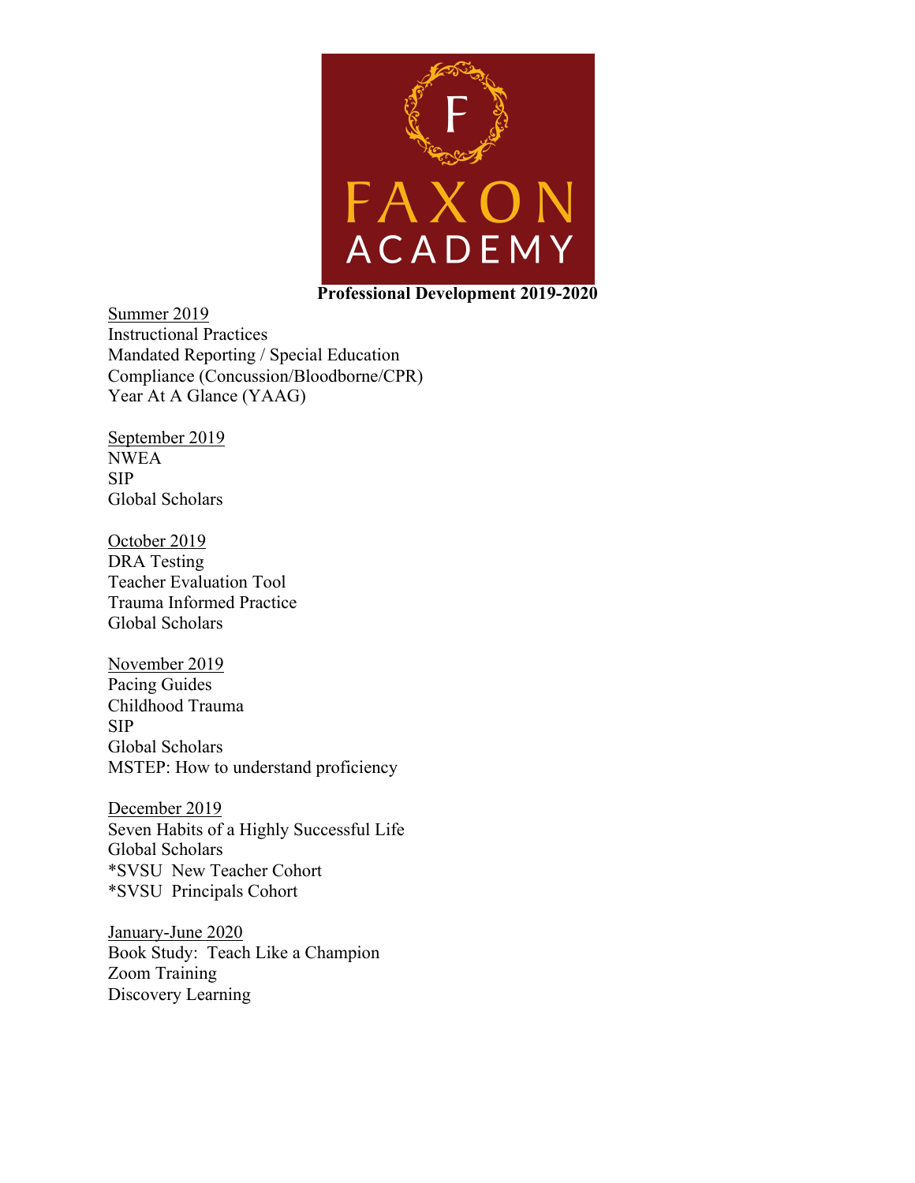FAXON ACADEMY

**Professional Development 2019-2020**

Summer 2019
Instructional Practices
Mandated Reporting / Special Education
Compliance (Concussion/Bloodborne/CPR)
Year At A Glance (YAAG)

September 2019
NWEA
SIP
Global Scholars

October 2019
DRA Testing
Teacher Evaluation Tool
Trauma Informed Practice
Global Scholars

November 2019
Pacing Guides
Childhood Trauma
SIP
Global Scholars
MSTEP: How to understand proficiency

December 2019
Seven Habits of a Highly Successful Life
Global Scholars
*SVSU New Teacher Cohort
*SVSU Principals Cohort

January-June 2020
Book Study: Teach Like a Champion
Zoom Training
Discovery Learning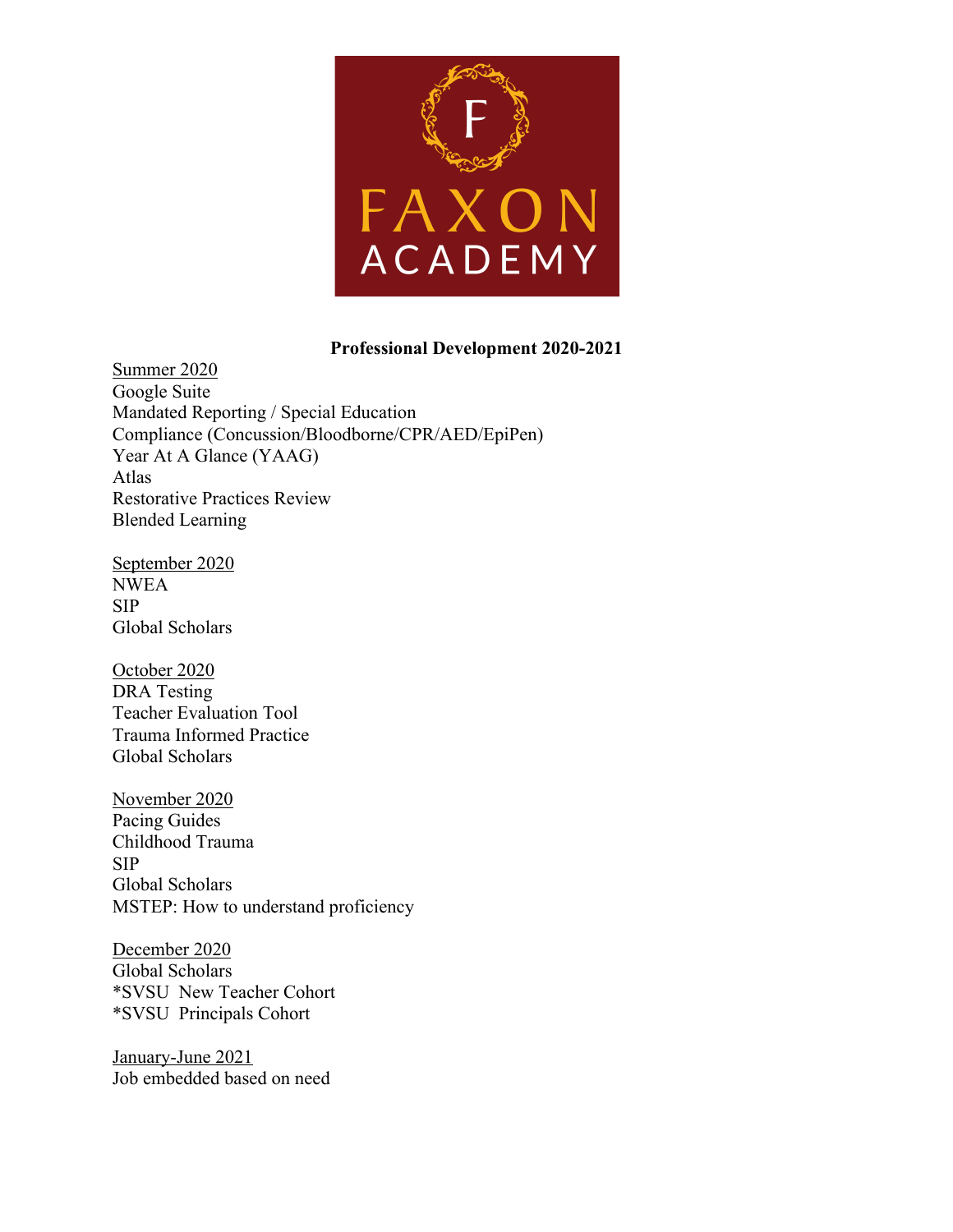FAXON ACADEMY

**Professional Development 2020-2021**

Summer 2020

Google Suite
Mandated Reporting / Special Education
Compliance (Concussion/Bloodborne/CPR/AED/EpiPen)
Year At A Glance (YAAG)
Atlas
Restorative Practices Review
Blended Learning

September 2020

NWEA
SIP
Global Scholars

October 2020

DRA Testing
Teacher Evaluation Tool
Trauma Informed Practice
Global Scholars

November 2020

Pacing Guides
Childhood Trauma
SIP
Global Scholars
MSTEP: How to understand proficiency

December 2020

Global Scholars
*SVSU New Teacher Cohort
*SVSU Principals Cohort

January-June 2021

Job embedded based on need